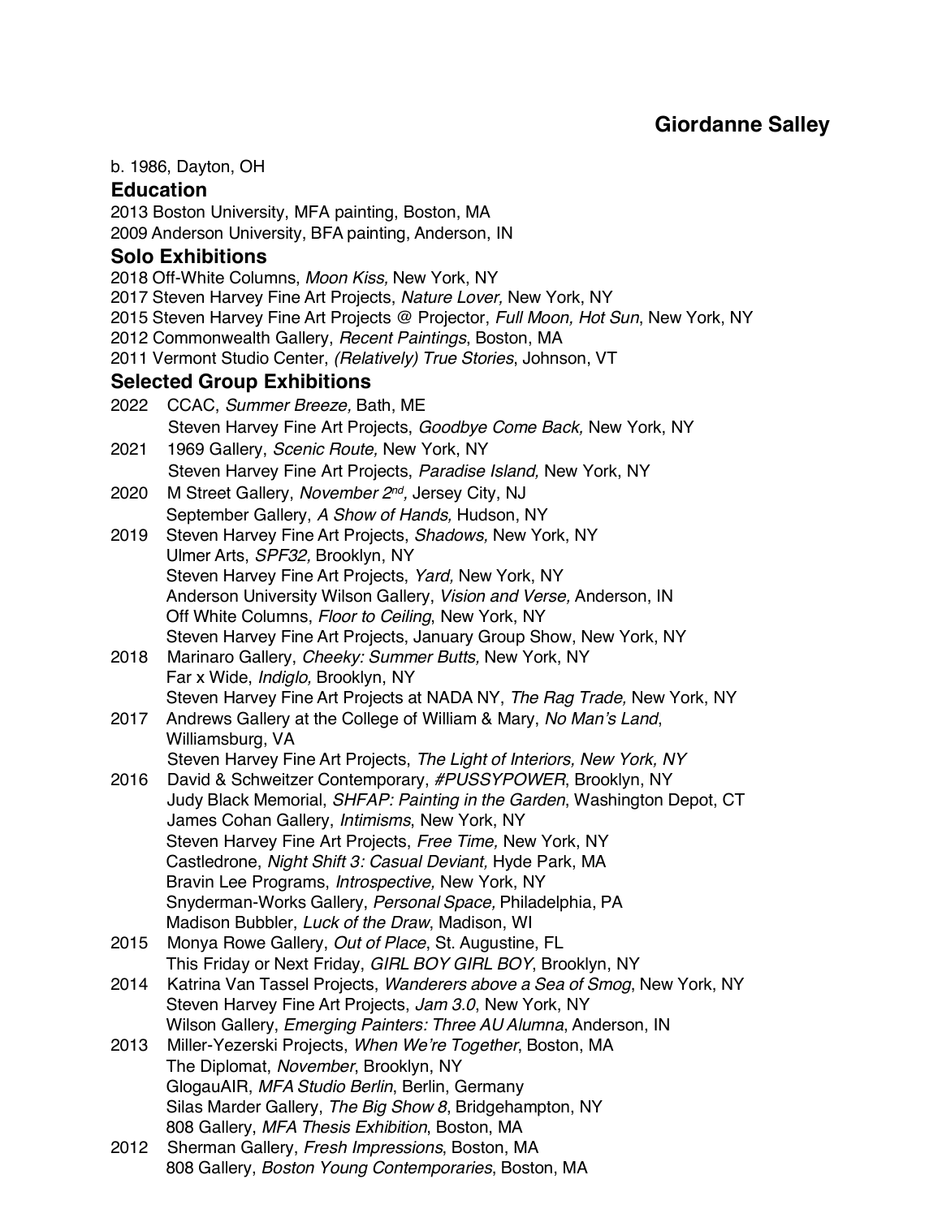# Giordanne Salley

b. 1986, Dayton, OH

## Education

2013 Boston University, MFA painting, Boston, MA
2009 Anderson University, BFA painting, Anderson, IN

## Solo Exhibitions

2018 Off-White Columns, *Moon Kiss,* New York, NY
2017 Steven Harvey Fine Art Projects, *Nature Lover,* New York, NY
2015 Steven Harvey Fine Art Projects @ Projector, *Full Moon, Hot Sun*, New York, NY
2012 Commonwealth Gallery, *Recent Paintings*, Boston, MA
2011 Vermont Studio Center, *(Relatively) True Stories*, Johnson, VT

## Selected Group Exhibitions

2022 CCAC, *Summer Breeze,* Bath, ME
Steven Harvey Fine Art Projects, *Goodbye Come Back,* New York, NY

2021 1969 Gallery, *Scenic Route,* New York, NY
Steven Harvey Fine Art Projects, *Paradise Island,* New York, NY

2020 M Street Gallery, *November 2nd,* Jersey City, NJ
September Gallery, *A Show of Hands,* Hudson, NY

2019 Steven Harvey Fine Art Projects, *Shadows,* New York, NY
Ulmer Arts, *SPF32,* Brooklyn, NY
Steven Harvey Fine Art Projects, *Yard,* New York, NY
Anderson University Wilson Gallery, *Vision and Verse,* Anderson, IN
Off White Columns, *Floor to Ceiling*, New York, NY
Steven Harvey Fine Art Projects, January Group Show, New York, NY

2018 Marinaro Gallery, *Cheeky: Summer Butts,* New York, NY
Far x Wide, *Indiglo,* Brooklyn, NY
Steven Harvey Fine Art Projects at NADA NY, *The Rag Trade,* New York, NY

2017 Andrews Gallery at the College of William & Mary, *No Man's Land*, Williamsburg, VA
Steven Harvey Fine Art Projects, *The Light of Interiors, New York, NY*

2016 David & Schweitzer Contemporary, *#PUSSYPOWER*, Brooklyn, NY
Judy Black Memorial, *SHFAP: Painting in the Garden*, Washington Depot, CT
James Cohan Gallery, *Intimisms*, New York, NY
Steven Harvey Fine Art Projects, *Free Time,* New York, NY
Castledrone, *Night Shift 3: Casual Deviant,* Hyde Park, MA
Bravin Lee Programs, *Introspective,* New York, NY
Snyderman-Works Gallery, *Personal Space,* Philadelphia, PA
Madison Bubbler, *Luck of the Draw*, Madison, WI

2015 Monya Rowe Gallery, *Out of Place*, St. Augustine, FL
This Friday or Next Friday, *GIRL BOY GIRL BOY*, Brooklyn, NY

2014 Katrina Van Tassel Projects, *Wanderers above a Sea of Smog*, New York, NY
Steven Harvey Fine Art Projects, *Jam 3.0*, New York, NY
Wilson Gallery, *Emerging Painters: Three AU Alumna*, Anderson, IN

2013 Miller-Yezerski Projects, *When We're Together*, Boston, MA
The Diplomat, *November*, Brooklyn, NY
GlogauAIR, *MFA Studio Berlin*, Berlin, Germany
Silas Marder Gallery, *The Big Show 8*, Bridgehampton, NY
808 Gallery, *MFA Thesis Exhibition*, Boston, MA

2012 Sherman Gallery, *Fresh Impressions*, Boston, MA
808 Gallery, *Boston Young Contemporaries*, Boston, MA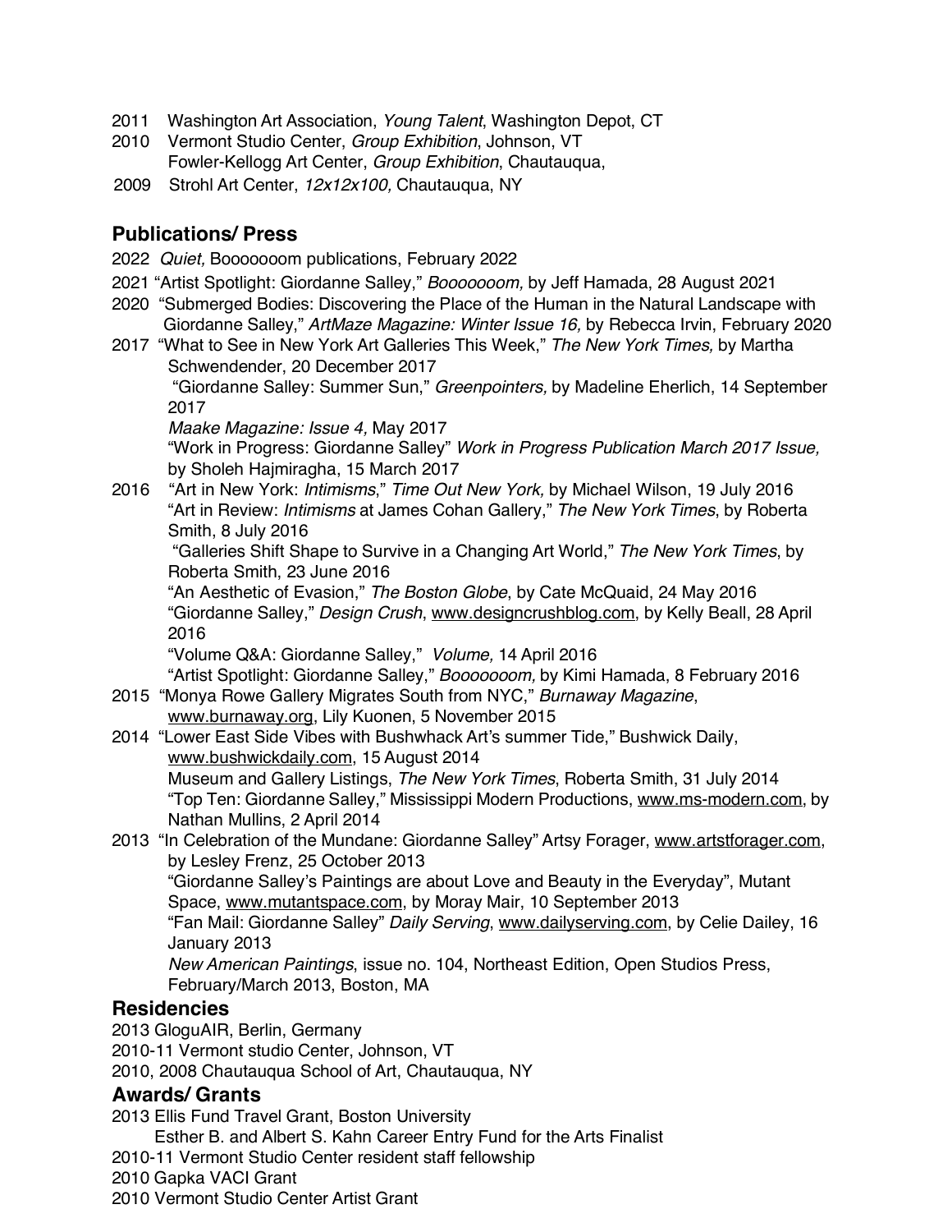2011 Washington Art Association, *Young Talent*, Washington Depot, CT
2010 Vermont Studio Center, *Group Exhibition*, Johnson, VT
Fowler-Kellogg Art Center, *Group Exhibition*, Chautauqua,
2009 Strohl Art Center, *12x12x100,* Chautauqua, NY

## Publications/ Press

2022 *Quiet,* Booooooom publications, February 2022

2021 "Artist Spotlight: Giordanne Salley," *Booooooom,* by Jeff Hamada, 28 August 2021

2020 "Submerged Bodies: Discovering the Place of the Human in the Natural Landscape with Giordanne Salley," *ArtMaze Magazine: Winter Issue 16,* by Rebecca Irvin, February 2020

2017 "What to See in New York Art Galleries This Week," *The New York Times,* by Martha Schwendender, 20 December 2017
"Giordanne Salley: Summer Sun," *Greenpointers,* by Madeline Eherlich, 14 September 2017
*Maake Magazine: Issue 4,* May 2017
"Work in Progress: Giordanne Salley" *Work in Progress Publication March 2017 Issue,* by Sholeh Hajmiragha, 15 March 2017

2016 "Art in New York: *Intimisms*," *Time Out New York,* by Michael Wilson, 19 July 2016
"Art in Review: *Intimisms* at James Cohan Gallery," *The New York Times*, by Roberta Smith, 8 July 2016
"Galleries Shift Shape to Survive in a Changing Art World," *The New York Times*, by Roberta Smith, 23 June 2016
"An Aesthetic of Evasion," *The Boston Globe*, by Cate McQuaid, 24 May 2016
"Giordanne Salley," *Design Crush*, www.designcrushblog.com, by Kelly Beall, 28 April 2016
"Volume Q&A: Giordanne Salley," *Volume,* 14 April 2016
"Artist Spotlight: Giordanne Salley," *Booooooom,* by Kimi Hamada, 8 February 2016

2015 "Monya Rowe Gallery Migrates South from NYC," *Burnaway Magazine*, www.burnaway.org, Lily Kuonen, 5 November 2015

2014 "Lower East Side Vibes with Bushwhack Art's summer Tide," Bushwick Daily, www.bushwickdaily.com, 15 August 2014
Museum and Gallery Listings, *The New York Times*, Roberta Smith, 31 July 2014
"Top Ten: Giordanne Salley," Mississippi Modern Productions, www.ms-modern.com, by Nathan Mullins, 2 April 2014

2013 "In Celebration of the Mundane: Giordanne Salley" Artsy Forager, www.artstforager.com, by Lesley Frenz, 25 October 2013
"Giordanne Salley's Paintings are about Love and Beauty in the Everyday", Mutant Space, www.mutantspace.com, by Moray Mair, 10 September 2013
"Fan Mail: Giordanne Salley" *Daily Serving*, www.dailyserving.com, by Celie Dailey, 16 January 2013
*New American Paintings*, issue no. 104, Northeast Edition, Open Studios Press, February/March 2013, Boston, MA

## Residencies

2013 GloguAIR, Berlin, Germany
2010-11 Vermont studio Center, Johnson, VT
2010, 2008 Chautauqua School of Art, Chautauqua, NY

## Awards/ Grants

2013 Ellis Fund Travel Grant, Boston University
Esther B. and Albert S. Kahn Career Entry Fund for the Arts Finalist
2010-11 Vermont Studio Center resident staff fellowship
2010 Gapka VACI Grant
2010 Vermont Studio Center Artist Grant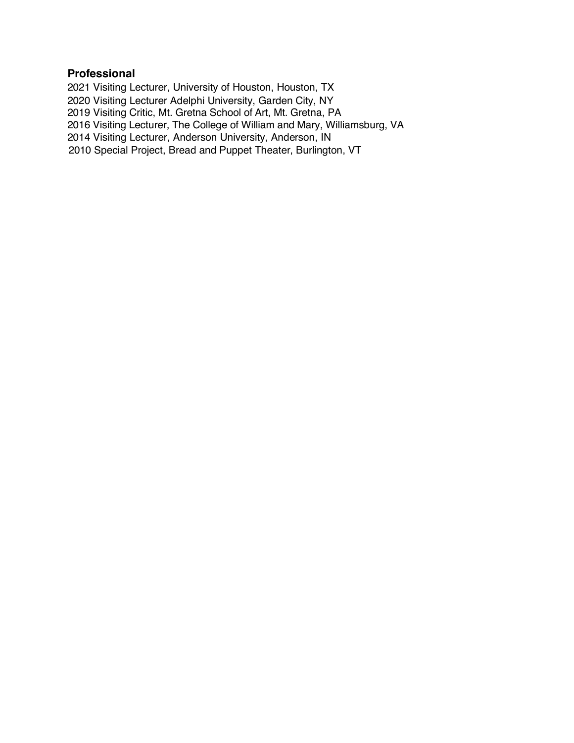### Professional

2021 Visiting Lecturer, University of Houston, Houston, TX
2020 Visiting Lecturer Adelphi University, Garden City, NY
2019 Visiting Critic, Mt. Gretna School of Art, Mt. Gretna, PA
2016 Visiting Lecturer, The College of William and Mary, Williamsburg, VA
2014 Visiting Lecturer, Anderson University, Anderson, IN
2010 Special Project, Bread and Puppet Theater, Burlington, VT